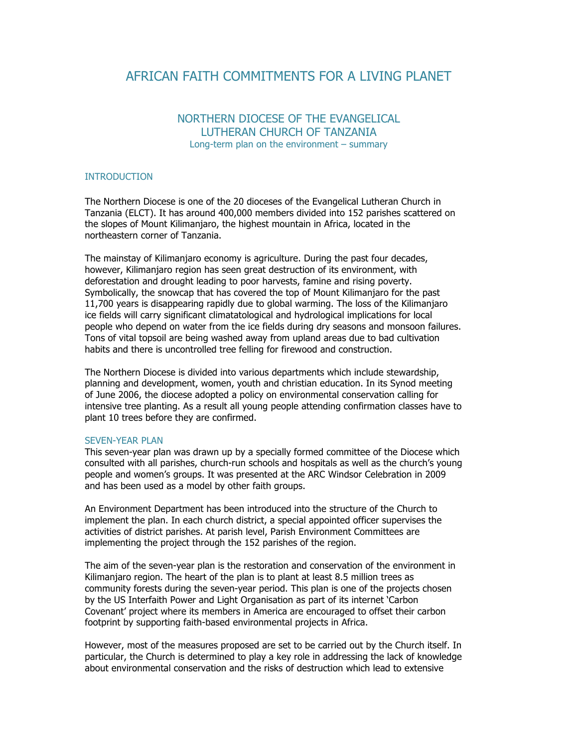# AFRICAN FAITH COMMITMENTS FOR A LIVING PLANET

## NORTHERN DIOCESE OF THE EVANGELICAL LUTHERAN CHURCH OF TANZANIA

Long-term plan on the environment – summary

### INTRODUCTION

The Northern Diocese is one of the 20 dioceses of the Evangelical Lutheran Church in Tanzania (ELCT). It has around 400,000 members divided into 152 parishes scattered on the slopes of Mount Kilimanjaro, the highest mountain in Africa, located in the northeastern corner of Tanzania.

The mainstay of Kilimanjaro economy is agriculture. During the past four decades, however, Kilimanjaro region has seen great destruction of its environment, with deforestation and drought leading to poor harvests, famine and rising poverty. Symbolically, the snowcap that has covered the top of Mount Kilimanjaro for the past 11,700 years is disappearing rapidly due to global warming. The loss of the Kilimanjaro ice fields will carry significant climatatological and hydrological implications for local people who depend on water from the ice fields during dry seasons and monsoon failures. Tons of vital topsoil are being washed away from upland areas due to bad cultivation habits and there is uncontrolled tree felling for firewood and construction.

The Northern Diocese is divided into various departments which include stewardship, planning and development, women, youth and christian education. In its Synod meeting of June 2006, the diocese adopted a policy on environmental conservation calling for intensive tree planting. As a result all young people attending confirmation classes have to plant 10 trees before they are confirmed.

### SEVEN-YEAR PLAN

This seven-year plan was drawn up by a specially formed committee of the Diocese which consulted with all parishes, church-run schools and hospitals as well as the church's young people and women's groups. It was presented at the ARC Windsor Celebration in 2009 and has been used as a model by other faith groups.

An Environment Department has been introduced into the structure of the Church to implement the plan. In each church district, a special appointed officer supervises the activities of district parishes. At parish level, Parish Environment Committees are implementing the project through the 152 parishes of the region.

The aim of the seven-year plan is the restoration and conservation of the environment in Kilimanjaro region. The heart of the plan is to plant at least 8.5 million trees as community forests during the seven-year period. This plan is one of the projects chosen by the US Interfaith Power and Light Organisation as part of its internet 'Carbon Covenant' project where its members in America are encouraged to offset their carbon footprint by supporting faith-based environmental projects in Africa.

However, most of the measures proposed are set to be carried out by the Church itself. In particular, the Church is determined to play a key role in addressing the lack of knowledge about environmental conservation and the risks of destruction which lead to extensive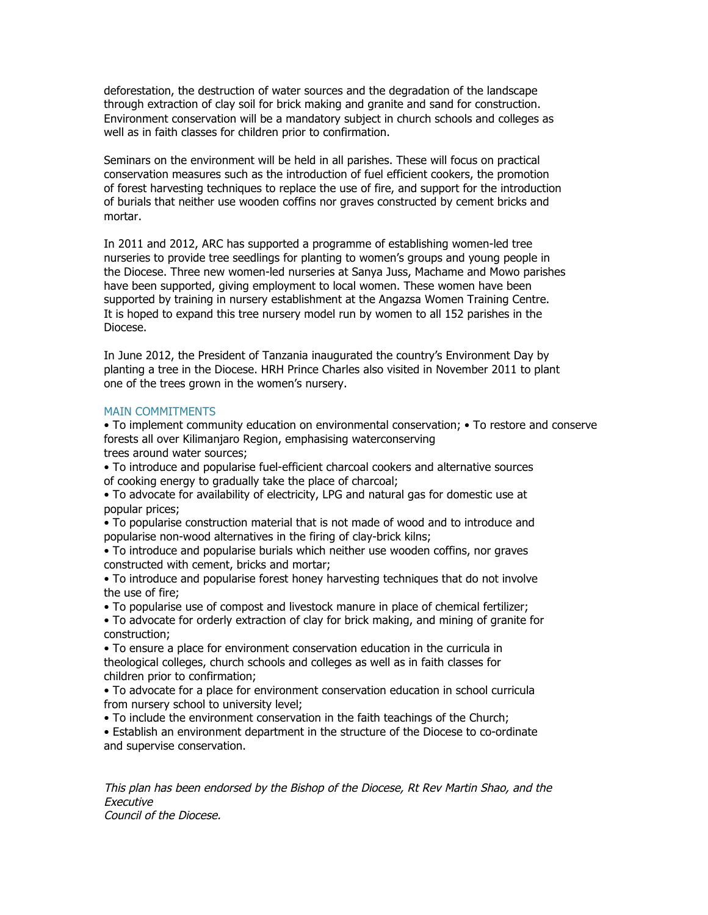deforestation, the destruction of water sources and the degradation of the landscape through extraction of clay soil for brick making and granite and sand for construction. Environment conservation will be a mandatory subject in church schools and colleges as well as in faith classes for children prior to confirmation.

Seminars on the environment will be held in all parishes. These will focus on practical conservation measures such as the introduction of fuel efficient cookers, the promotion of forest harvesting techniques to replace the use of fire, and support for the introduction of burials that neither use wooden coffins nor graves constructed by cement bricks and mortar.

In 2011 and 2012, ARC has supported a programme of establishing women-led tree nurseries to provide tree seedlings for planting to women's groups and young people in the Diocese. Three new women-led nurseries at Sanya Juss, Machame and Mowo parishes have been supported, giving employment to local women. These women have been supported by training in nursery establishment at the Angazsa Women Training Centre. It is hoped to expand this tree nursery model run by women to all 152 parishes in the Diocese.

In June 2012, the President of Tanzania inaugurated the country's Environment Day by planting a tree in the Diocese. HRH Prince Charles also visited in November 2011 to plant one of the trees grown in the women's nursery.

## MAIN COMMITMENTS

- To implement community education on environmental conservation;
- To restore and conserve forests all over Kilimanjaro Region, emphasising waterconserving trees around water sources;
- To introduce and popularise fuel-efficient charcoal cookers and alternative sources of cooking energy to gradually take the place of charcoal;
- To advocate for availability of electricity, LPG and natural gas for domestic use at popular prices;
- To popularise construction material that is not made of wood and to introduce and popularise non-wood alternatives in the firing of clay-brick kilns;
- To introduce and popularise burials which neither use wooden coffins, nor graves constructed with cement, bricks and mortar;
- To introduce and popularise forest honey harvesting techniques that do not involve the use of fire;
- To popularise use of compost and livestock manure in place of chemical fertilizer;
- To advocate for orderly extraction of clay for brick making, and mining of granite for construction;
- To ensure a place for environment conservation education in the curricula in theological colleges, church schools and colleges as well as in faith classes for children prior to confirmation;
- To advocate for a place for environment conservation education in school curricula from nursery school to university level;
- To include the environment conservation in the faith teachings of the Church;
- Establish an environment department in the structure of the Diocese to co-ordinate and supervise conservation.

*This plan has been endorsed by the Bishop of the Diocese, Rt Rev Martin Shao, and the Executive Council of the Diocese.*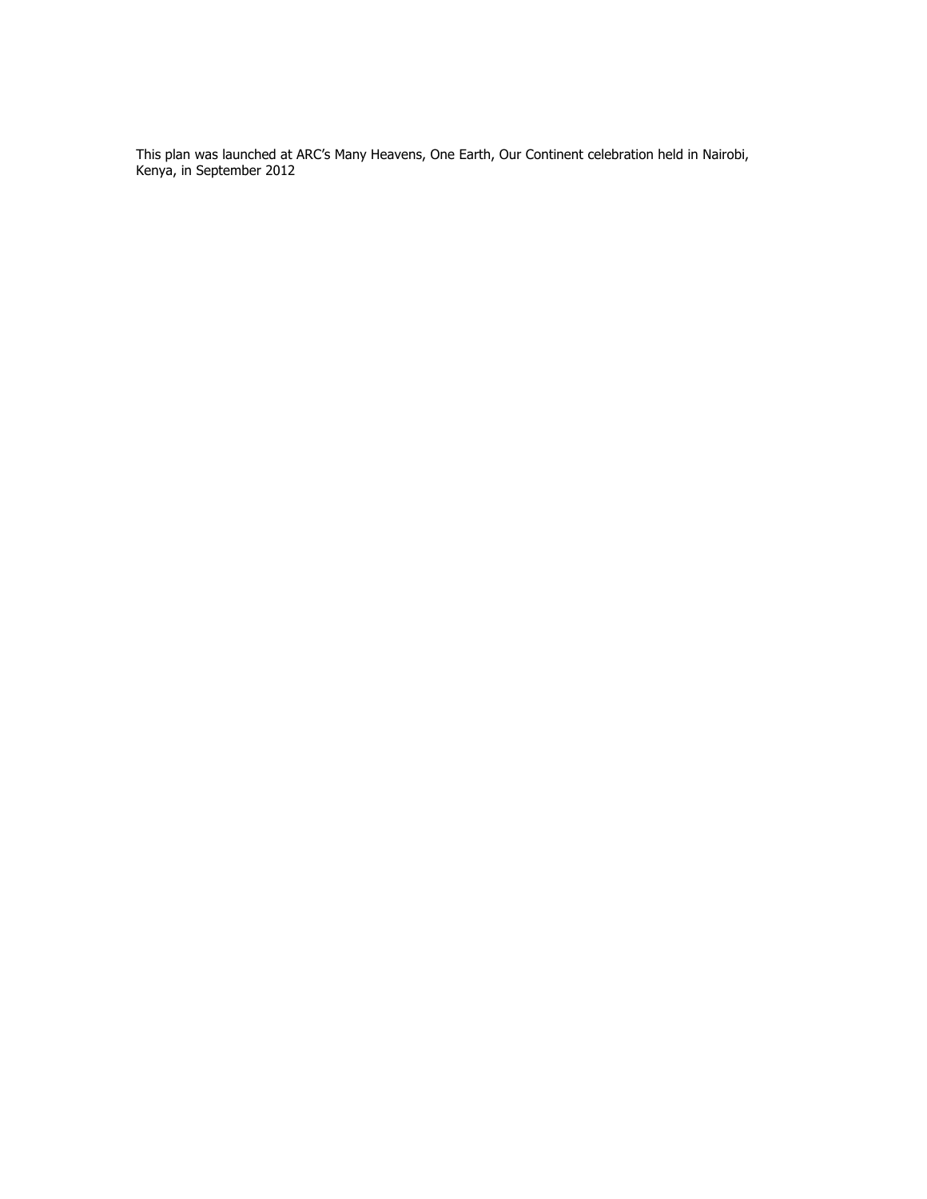This plan was launched at ARC's Many Heavens, One Earth, Our Continent celebration held in Nairobi, Kenya, in September 2012